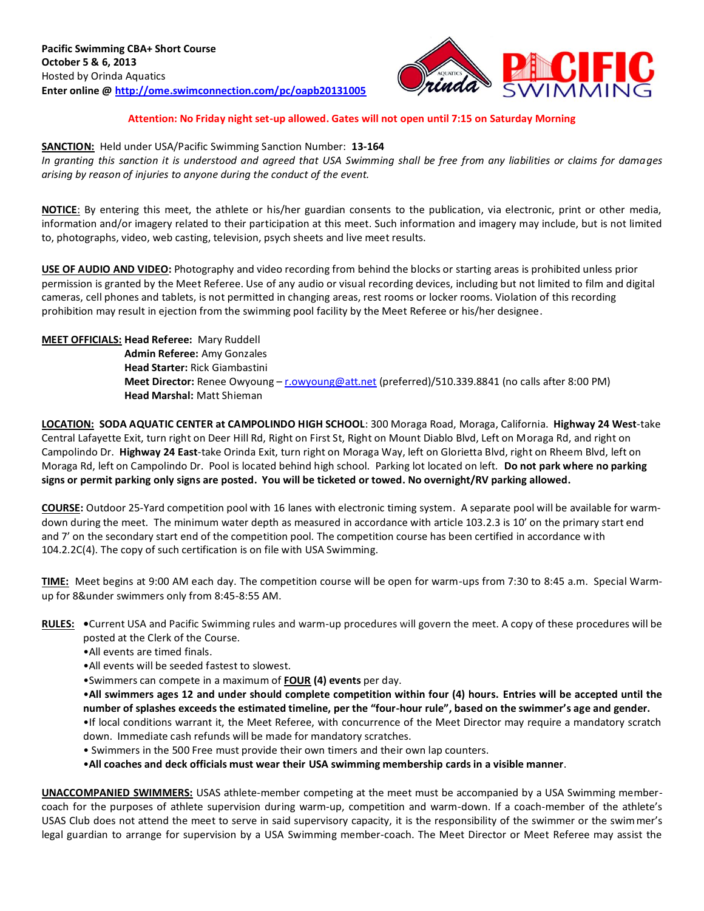**Pacific Swimming CBA+ Short Course**
**October 5 & 6, 2013**
Hosted by Orinda Aquatics
**Enter online @ http://ome.swimconnection.com/pc/oapb20131005**

**Attention: No Friday night set-up allowed. Gates will not open until 7:15 on Saturday Morning**

**SANCTION:** Held under USA/Pacific Swimming Sanction Number: **13-164**
*In granting this sanction it is understood and agreed that USA Swimming shall be free from any liabilities or claims for damages arising by reason of injuries to anyone during the conduct of the event.*

**NOTICE**: By entering this meet, the athlete or his/her guardian consents to the publication, via electronic, print or other media, information and/or imagery related to their participation at this meet. Such information and imagery may include, but is not limited to, photographs, video, web casting, television, psych sheets and live meet results.

**USE OF AUDIO AND VIDEO:** Photography and video recording from behind the blocks or starting areas is prohibited unless prior permission is granted by the Meet Referee. Use of any audio or visual recording devices, including but not limited to film and digital cameras, cell phones and tablets, is not permitted in changing areas, rest rooms or locker rooms. Violation of this recording prohibition may result in ejection from the swimming pool facility by the Meet Referee or his/her designee.

**MEET OFFICIALS:** **Head Referee:** Mary Ruddell
**Admin Referee:** Amy Gonzales
**Head Starter:** Rick Giambastini
**Meet Director:** Renee Owyoung – r.owyoung@att.net (preferred)/510.339.8841 (no calls after 8:00 PM)
**Head Marshal:** Matt Shieman

**LOCATION:** **SODA AQUATIC CENTER at CAMPOLINDO HIGH SCHOOL**: 300 Moraga Road, Moraga, California. **Highway 24 West**-take Central Lafayette Exit, turn right on Deer Hill Rd, Right on First St, Right on Mount Diablo Blvd, Left on Moraga Rd, and right on Campolindo Dr. **Highway 24 East**-take Orinda Exit, turn right on Moraga Way, left on Glorietta Blvd, right on Rheem Blvd, left on Moraga Rd, left on Campolindo Dr. Pool is located behind high school. Parking lot located on left. **Do not park where no parking signs or permit parking only signs are posted. You will be ticketed or towed. No overnight/RV parking allowed.**

**COURSE:** Outdoor 25-Yard competition pool with 16 lanes with electronic timing system. A separate pool will be available for warm-down during the meet. The minimum water depth as measured in accordance with article 103.2.3 is 10' on the primary start end and 7' on the secondary start end of the competition pool. The competition course has been certified in accordance with 104.2.2C(4). The copy of such certification is on file with USA Swimming.

**TIME:** Meet begins at 9:00 AM each day. The competition course will be open for warm-ups from 7:30 to 8:45 a.m. Special Warm-up for 8&under swimmers only from 8:45-8:55 AM.

**RULES:**
- Current USA and Pacific Swimming rules and warm-up procedures will govern the meet. A copy of these procedures will be posted at the Clerk of the Course.
- All events are timed finals.
- All events will be seeded fastest to slowest.
- Swimmers can compete in a maximum of **FOUR (4) events** per day.
- **All swimmers ages 12 and under should complete competition within four (4) hours. Entries will be accepted until the number of splashes exceeds the estimated timeline, per the "four-hour rule", based on the swimmer's age and gender.**
- If local conditions warrant it, the Meet Referee, with concurrence of the Meet Director may require a mandatory scratch down. Immediate cash refunds will be made for mandatory scratches.
- Swimmers in the 500 Free must provide their own timers and their own lap counters.
- **All coaches and deck officials must wear their USA swimming membership cards in a visible manner**.

**UNACCOMPANIED SWIMMERS:** USAS athlete-member competing at the meet must be accompanied by a USA Swimming member-coach for the purposes of athlete supervision during warm-up, competition and warm-down. If a coach-member of the athlete's USAS Club does not attend the meet to serve in said supervisory capacity, it is the responsibility of the swimmer or the swimmer's legal guardian to arrange for supervision by a USA Swimming member-coach. The Meet Director or Meet Referee may assist the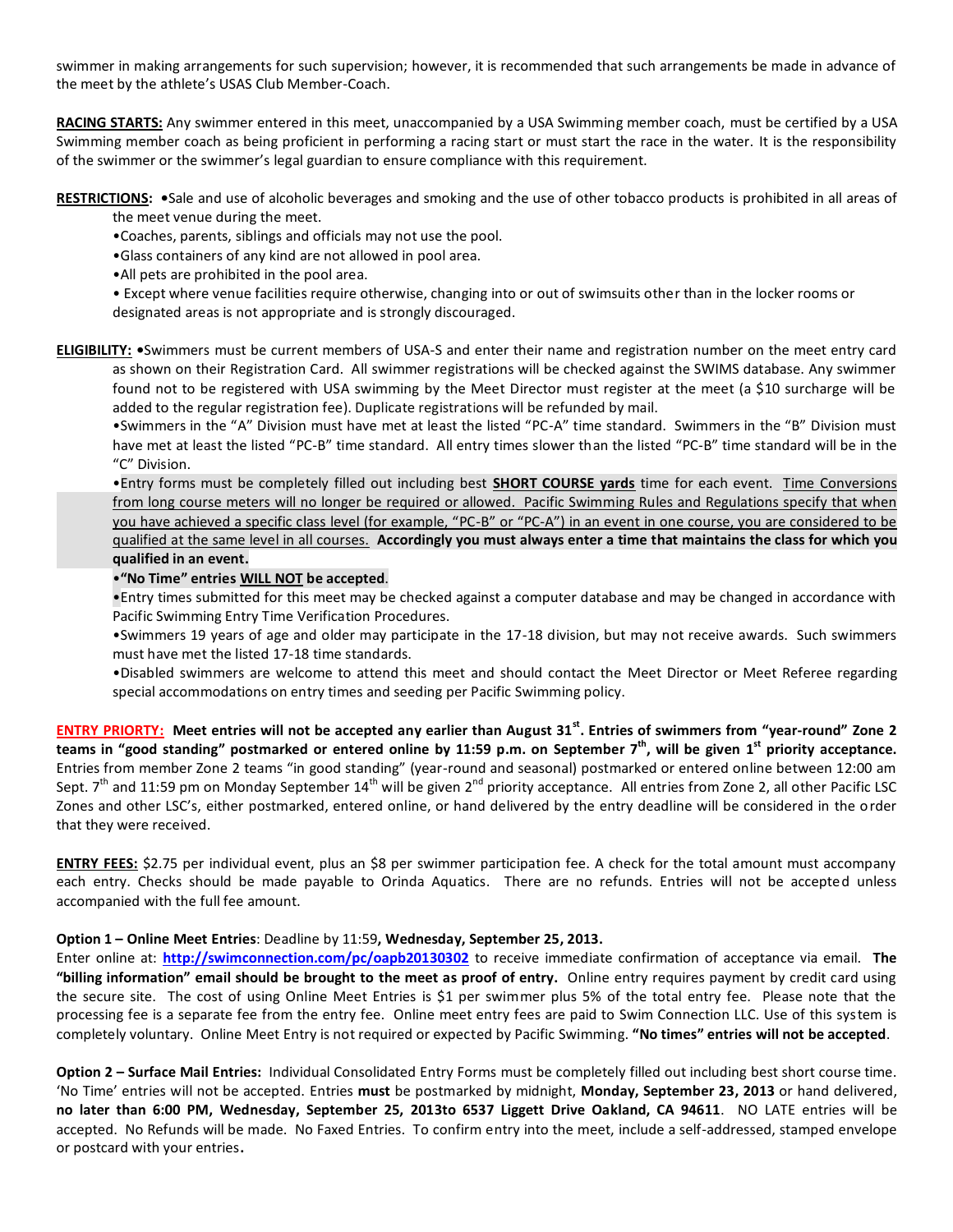swimmer in making arrangements for such supervision; however, it is recommended that such arrangements be made in advance of the meet by the athlete's USAS Club Member-Coach.

**RACING STARTS:** Any swimmer entered in this meet, unaccompanied by a USA Swimming member coach, must be certified by a USA Swimming member coach as being proficient in performing a racing start or must start the race in the water. It is the responsibility of the swimmer or the swimmer's legal guardian to ensure compliance with this requirement.

**RESTRICTIONS:**

- Sale and use of alcoholic beverages and smoking and the use of other tobacco products is prohibited in all areas of the meet venue during the meet.
- Coaches, parents, siblings and officials may not use the pool.
- Glass containers of any kind are not allowed in pool area.
- All pets are prohibited in the pool area.
- Except where venue facilities require otherwise, changing into or out of swimsuits other than in the locker rooms or designated areas is not appropriate and is strongly discouraged.

**ELIGIBILITY:**

- Swimmers must be current members of USA-S and enter their name and registration number on the meet entry card as shown on their Registration Card. All swimmer registrations will be checked against the SWIMS database. Any swimmer found not to be registered with USA swimming by the Meet Director must register at the meet (a $10 surcharge will be added to the regular registration fee). Duplicate registrations will be refunded by mail.
- Swimmers in the "A" Division must have met at least the listed "PC-A" time standard. Swimmers in the "B" Division must have met at least the listed "PC-B" time standard. All entry times slower than the listed "PC-B" time standard will be in the "C" Division.
- Entry forms must be completely filled out including best **SHORT COURSE yards** time for each event. Time Conversions from long course meters will no longer be required or allowed. Pacific Swimming Rules and Regulations specify that when you have achieved a specific class level (for example, "PC-B" or "PC-A") in an event in one course, you are considered to be qualified at the same level in all courses. **Accordingly you must always enter a time that maintains the class for which you qualified in an event.**
- **"No Time" entries WILL NOT be accepted**.
- Entry times submitted for this meet may be checked against a computer database and may be changed in accordance with Pacific Swimming Entry Time Verification Procedures.
- Swimmers 19 years of age and older may participate in the 17-18 division, but may not receive awards. Such swimmers must have met the listed 17-18 time standards.
- Disabled swimmers are welcome to attend this meet and should contact the Meet Director or Meet Referee regarding special accommodations on entry times and seeding per Pacific Swimming policy.

**ENTRY PRIORTY:** **Meet entries will not be accepted any earlier than August 31st. Entries of swimmers from "year-round" Zone 2 teams in "good standing" postmarked or entered online by 11:59 p.m. on September 7th, will be given 1st priority acceptance.** Entries from member Zone 2 teams "in good standing" (year-round and seasonal) postmarked or entered online between 12:00 am Sept. 7th and 11:59 pm on Monday September 14th will be given 2nd priority acceptance. All entries from Zone 2, all other Pacific LSC Zones and other LSC's, either postmarked, entered online, or hand delivered by the entry deadline will be considered in the order that they were received.

**ENTRY FEES:** $2.75 per individual event, plus an $8 per swimmer participation fee. A check for the total amount must accompany each entry. Checks should be made payable to Orinda Aquatics. There are no refunds. Entries will not be accepted unless accompanied with the full fee amount.

**Option 1 – Online Meet Entries**: Deadline by 11:59**, Wednesday, September 25, 2013.**
Enter online at: **http://swimconnection.com/pc/oapb20130302** to receive immediate confirmation of acceptance via email. **The "billing information" email should be brought to the meet as proof of entry.** Online entry requires payment by credit card using the secure site. The cost of using Online Meet Entries is $1 per swimmer plus 5% of the total entry fee. Please note that the processing fee is a separate fee from the entry fee. Online meet entry fees are paid to Swim Connection LLC. Use of this system is completely voluntary. Online Meet Entry is not required or expected by Pacific Swimming. **"No times" entries will not be accepted**.

**Option 2 – Surface Mail Entries:** Individual Consolidated Entry Forms must be completely filled out including best short course time. 'No Time' entries will not be accepted. Entries **must** be postmarked by midnight, **Monday, September 23, 2013** or hand delivered, **no later than 6:00 PM, Wednesday, September 25, 2013to 6537 Liggett Drive Oakland, CA 94611**. NO LATE entries will be accepted. No Refunds will be made. No Faxed Entries. To confirm entry into the meet, include a self-addressed, stamped envelope or postcard with your entries**.**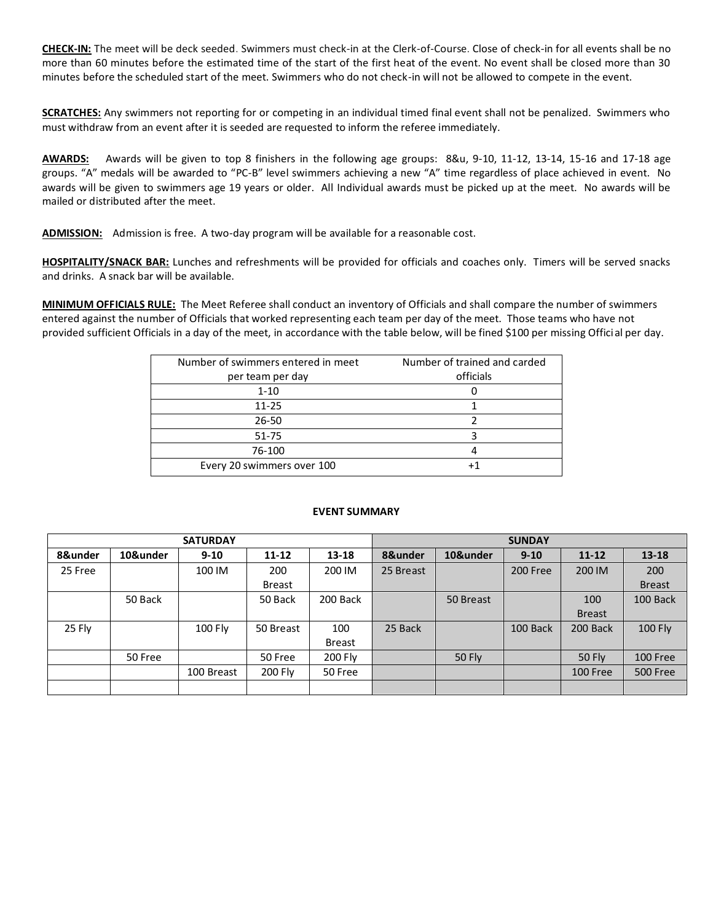**CHECK-IN:** The meet will be deck seeded. Swimmers must check-in at the Clerk-of-Course. Close of check-in for all events shall be no more than 60 minutes before the estimated time of the start of the first heat of the event. No event shall be closed more than 30 minutes before the scheduled start of the meet. Swimmers who do not check-in will not be allowed to compete in the event.

**SCRATCHES:** Any swimmers not reporting for or competing in an individual timed final event shall not be penalized. Swimmers who must withdraw from an event after it is seeded are requested to inform the referee immediately.

**AWARDS:** Awards will be given to top 8 finishers in the following age groups: 8&u, 9-10, 11-12, 13-14, 15-16 and 17-18 age groups. "A" medals will be awarded to "PC-B" level swimmers achieving a new "A" time regardless of place achieved in event. No awards will be given to swimmers age 19 years or older. All Individual awards must be picked up at the meet. No awards will be mailed or distributed after the meet.

**ADMISSION:** Admission is free. A two-day program will be available for a reasonable cost.

**HOSPITALITY/SNACK BAR:** Lunches and refreshments will be provided for officials and coaches only. Timers will be served snacks and drinks. A snack bar will be available.

**MINIMUM OFFICIALS RULE:** The Meet Referee shall conduct an inventory of Officials and shall compare the number of swimmers entered against the number of Officials that worked representing each team per day of the meet. Those teams who have not provided sufficient Officials in a day of the meet, in accordance with the table below, will be fined $100 per missing Official per day.

| Number of swimmers entered in meet per team per day | Number of trained and carded officials |
|---|---|
| 1-10 | 0 |
| 11-25 | 1 |
| 26-50 | 2 |
| 51-75 | 3 |
| 76-100 | 4 |
| Every 20 swimmers over 100 | +1 |

**EVENT SUMMARY**

| SATURDAY | | | | | SUNDAY | | | | |
|---|---|---|---|---|---|---|---|---|---|
| **8&under** | **10&under** | **9-10** | **11-12** | **13-18** | **8&under** | **10&under** | **9-10** | **11-12** | **13-18** |
| 25 Free | | 100 IM | 200 Breast | 200 IM | 25 Breast | | 200 Free | 200 IM | 200 Breast |
| | 50 Back | | 50 Back | 200 Back | | 50 Breast | | 100 Breast | 100 Back |
| 25 Fly | | 100 Fly | 50 Breast | 100 Breast | 25 Back | | 100 Back | 200 Back | 100 Fly |
| | 50 Free | | 50 Free | 200 Fly | | 50 Fly | | 50 Fly | 100 Free |
| | | 100 Breast | 200 Fly | 50 Free | | | | 100 Free | 500 Free |
| | | | | | | | | | |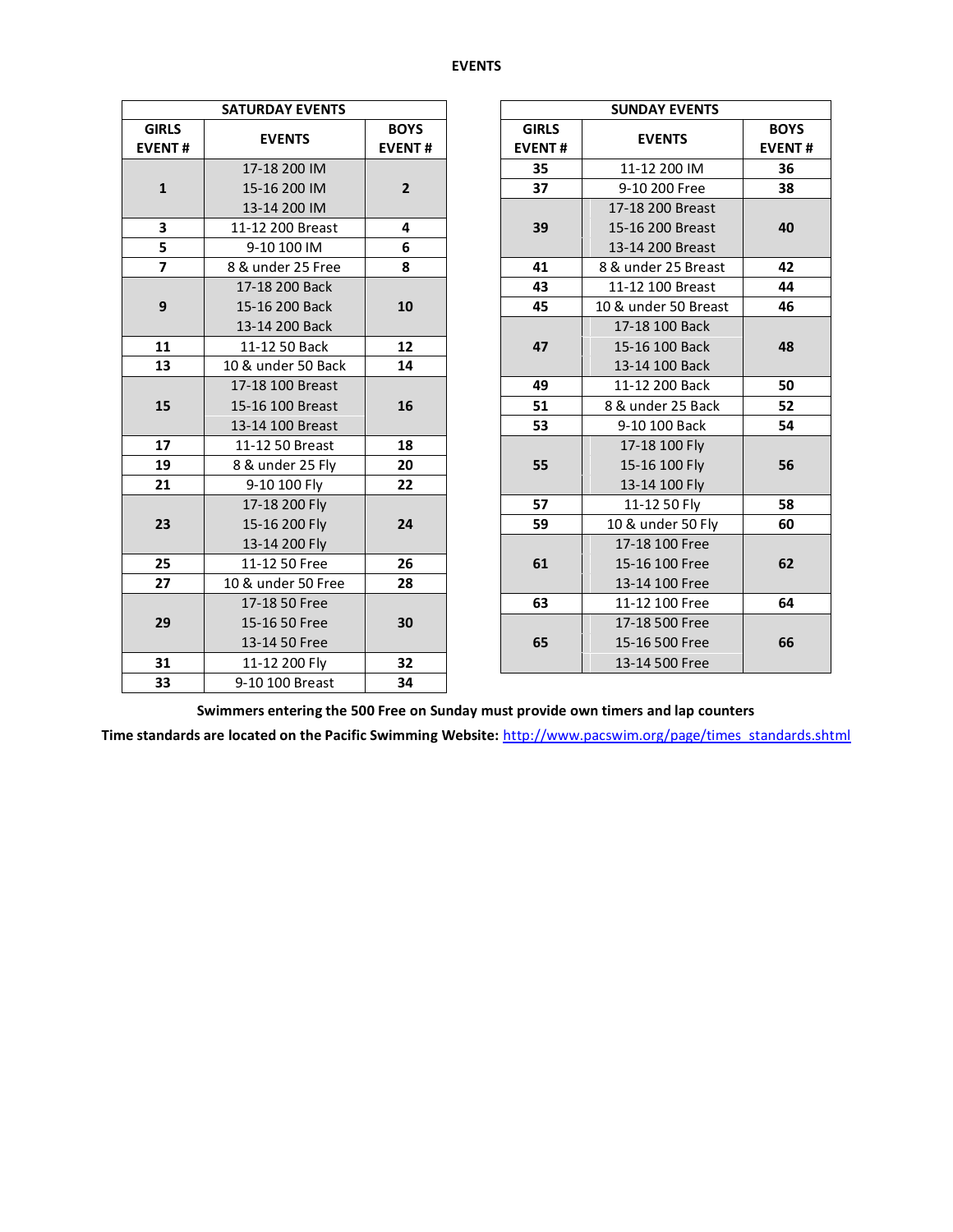**EVENTS**

| SATURDAY EVENTS | | |
|---|---|---|
| **GIRLS EVENT #** | **EVENTS** | **BOYS EVENT #** |
| **1** | 17-18 200 IM<br>15-16 200 IM<br>13-14 200 IM | **2** |
| **3** | 11-12 200 Breast | **4** |
| **5** | 9-10 100 IM | **6** |
| **7** | 8 & under 25 Free | **8** |
| **9** | 17-18 200 Back<br>15-16 200 Back<br>13-14 200 Back | **10** |
| **11** | 11-12 50 Back | **12** |
| **13** | 10 & under 50 Back | **14** |
| **15** | 17-18 100 Breast<br>15-16 100 Breast<br>13-14 100 Breast | **16** |
| **17** | 11-12 50 Breast | **18** |
| **19** | 8 & under 25 Fly | **20** |
| **21** | 9-10 100 Fly | **22** |
| **23** | 17-18 200 Fly<br>15-16 200 Fly<br>13-14 200 Fly | **24** |
| **25** | 11-12 50 Free | **26** |
| **27** | 10 & under 50 Free | **28** |
| **29** | 17-18 50 Free<br>15-16 50 Free<br>13-14 50 Free | **30** |
| **31** | 11-12 200 Fly | **32** |
| **33** | 9-10 100 Breast | **34** |

| SUNDAY EVENTS | | |
|---|---|---|
| **GIRLS EVENT #** | **EVENTS** | **BOYS EVENT #** |
| **35** | 11-12 200 IM | **36** |
| **37** | 9-10 200 Free | **38** |
| **39** | 17-18 200 Breast<br>15-16 200 Breast<br>13-14 200 Breast | **40** |
| **41** | 8 & under 25 Breast | **42** |
| **43** | 11-12 100 Breast | **44** |
| **45** | 10 & under 50 Breast | **46** |
| **47** | 17-18 100 Back<br>15-16 100 Back<br>13-14 100 Back | **48** |
| **49** | 11-12 200 Back | **50** |
| **51** | 8 & under 25 Back | **52** |
| **53** | 9-10 100 Back | **54** |
| **55** | 17-18 100 Fly<br>15-16 100 Fly<br>13-14 100 Fly | **56** |
| **57** | 11-12 50 Fly | **58** |
| **59** | 10 & under 50 Fly | **60** |
| **61** | 17-18 100 Free<br>15-16 100 Free<br>13-14 100 Free | **62** |
| **63** | 11-12 100 Free | **64** |
| **65** | 17-18 500 Free<br>15-16 500 Free<br>13-14 500 Free | **66** |

**Swimmers entering the 500 Free on Sunday must provide own timers and lap counters**

**Time standards are located on the Pacific Swimming Website:** http://www.pacswim.org/page/times_standards.shtml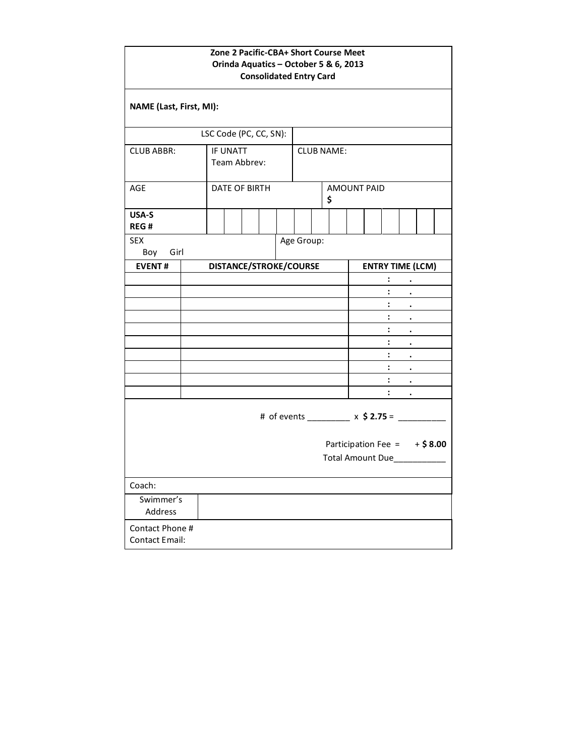**Zone 2 Pacific-CBA+ Short Course Meet**
**Orinda Aquatics – October 5 & 6, 2013**
**Consolidated Entry Card**

**NAME (Last, First, MI):**

| | | | |
|---|---|---|---|
| | LSC Code (PC, CC, SN): | | |
| CLUB ABBR: | IF UNATT Team Abbrev: | CLUB NAME: | |
| AGE | DATE OF BIRTH | | AMOUNT PAID $ |
| **USA-S REG #** | | | |
| SEX Boy Girl | | Age Group: | |

| EVENT # | DISTANCE/STROKE/COURSE | ENTRY TIME (LCM) |
|---|---|---|
| | | : . |
| | | : . |
| | | : . |
| | | : . |
| | | : . |
| | | : . |
| | | : . |
| | | : . |
| | | : . |
| | | : . |

# of events _________ x **$ 2.75** = __________

Participation Fee = + **$ 8.00**
Total Amount Due___________

Coach:

Swimmer's Address

Contact Phone #
Contact Email: